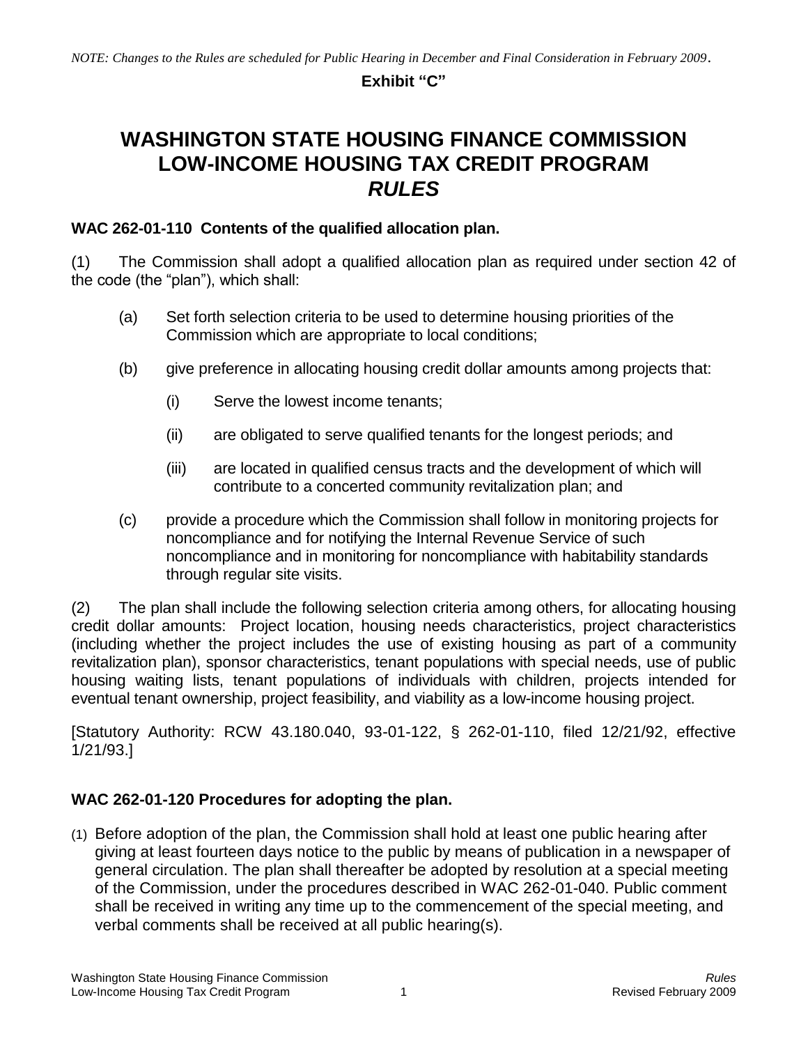*NOTE: Changes to the Rules are scheduled for Public Hearing in December and Final Consideration in February 2009*.

**Exhibit "C"**

# WASHINGTON STATE HOUSING FINANCE COMMISSION LOW-INCOME HOUSING TAX CREDIT PROGRAM *RULES*

### WAC 262-01-110 Contents of the qualified allocation plan.

(1) The Commission shall adopt a qualified allocation plan as required under section 42 of the code (the "plan"), which shall:

- (a) Set forth selection criteria to be used to determine housing priorities of the Commission which are appropriate to local conditions;
- (b) give preference in allocating housing credit dollar amounts among projects that:
  - (i) Serve the lowest income tenants;
  - (ii) are obligated to serve qualified tenants for the longest periods; and
  - (iii) are located in qualified census tracts and the development of which will contribute to a concerted community revitalization plan; and
- (c) provide a procedure which the Commission shall follow in monitoring projects for noncompliance and for notifying the Internal Revenue Service of such noncompliance and in monitoring for noncompliance with habitability standards through regular site visits.

(2) The plan shall include the following selection criteria among others, for allocating housing credit dollar amounts: Project location, housing needs characteristics, project characteristics (including whether the project includes the use of existing housing as part of a community revitalization plan), sponsor characteristics, tenant populations with special needs, use of public housing waiting lists, tenant populations of individuals with children, projects intended for eventual tenant ownership, project feasibility, and viability as a low-income housing project.

[Statutory Authority: RCW 43.180.040, 93-01-122, § 262-01-110, filed 12/21/92, effective 1/21/93.]

### WAC 262-01-120 Procedures for adopting the plan.

(1) Before adoption of the plan, the Commission shall hold at least one public hearing after giving at least fourteen days notice to the public by means of publication in a newspaper of general circulation. The plan shall thereafter be adopted by resolution at a special meeting of the Commission, under the procedures described in WAC 262-01-040. Public comment shall be received in writing any time up to the commencement of the special meeting, and verbal comments shall be received at all public hearing(s).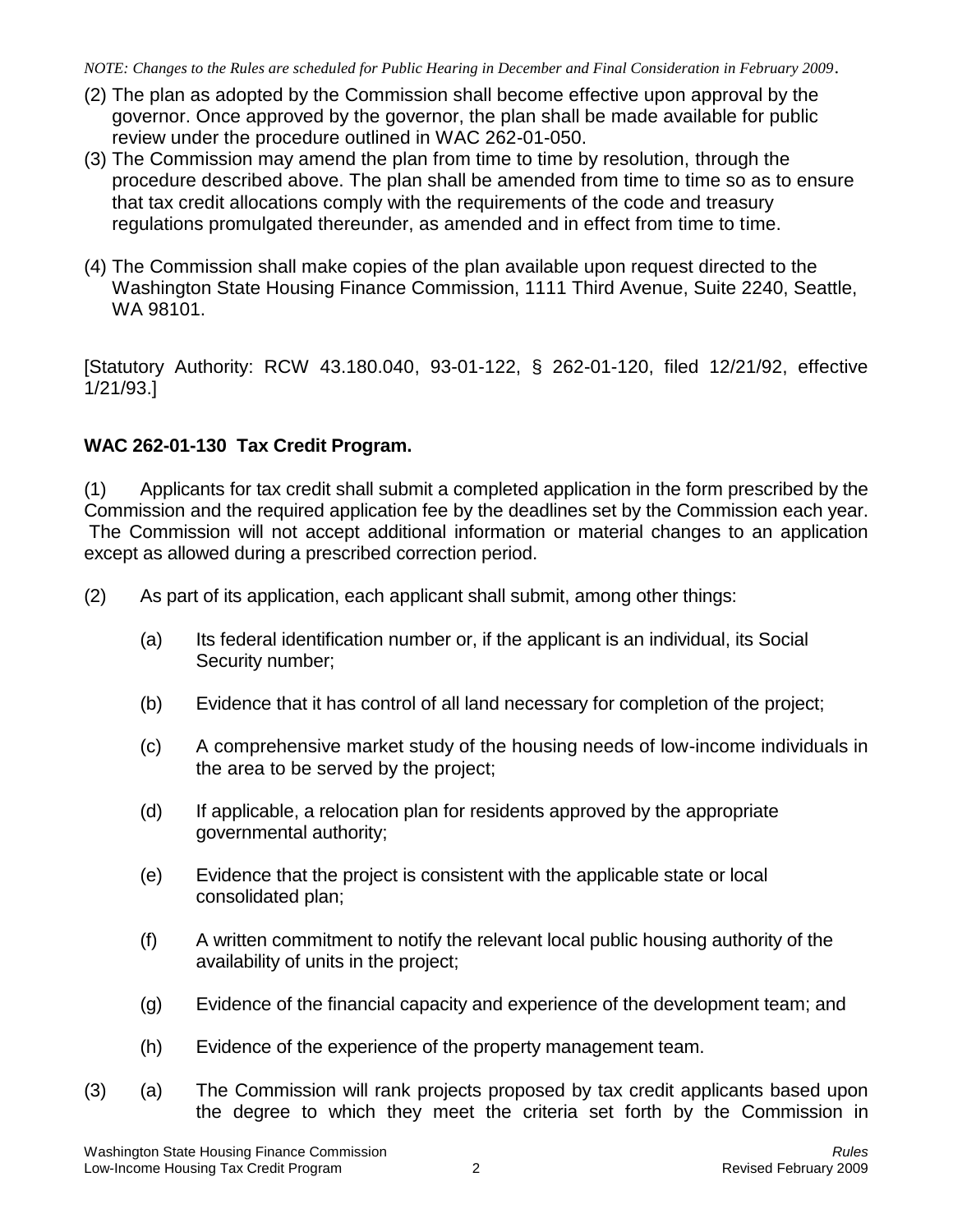*NOTE: Changes to the Rules are scheduled for Public Hearing in December and Final Consideration in February 2009.*

(2) The plan as adopted by the Commission shall become effective upon approval by the governor. Once approved by the governor, the plan shall be made available for public review under the procedure outlined in WAC 262-01-050.

(3) The Commission may amend the plan from time to time by resolution, through the procedure described above. The plan shall be amended from time to time so as to ensure that tax credit allocations comply with the requirements of the code and treasury regulations promulgated thereunder, as amended and in effect from time to time.

(4) The Commission shall make copies of the plan available upon request directed to the Washington State Housing Finance Commission, 1111 Third Avenue, Suite 2240, Seattle, WA 98101.

[Statutory Authority: RCW 43.180.040, 93-01-122, § 262-01-120, filed 12/21/92, effective 1/21/93.]

**WAC 262-01-130 Tax Credit Program.**

(1) Applicants for tax credit shall submit a completed application in the form prescribed by the Commission and the required application fee by the deadlines set by the Commission each year. The Commission will not accept additional information or material changes to an application except as allowed during a prescribed correction period.

(2) As part of its application, each applicant shall submit, among other things:

(a) Its federal identification number or, if the applicant is an individual, its Social Security number;

(b) Evidence that it has control of all land necessary for completion of the project;

(c) A comprehensive market study of the housing needs of low-income individuals in the area to be served by the project;

(d) If applicable, a relocation plan for residents approved by the appropriate governmental authority;

(e) Evidence that the project is consistent with the applicable state or local consolidated plan;

(f) A written commitment to notify the relevant local public housing authority of the availability of units in the project;

(g) Evidence of the financial capacity and experience of the development team; and

(h) Evidence of the experience of the property management team.

(3) (a) The Commission will rank projects proposed by tax credit applicants based upon the degree to which they meet the criteria set forth by the Commission in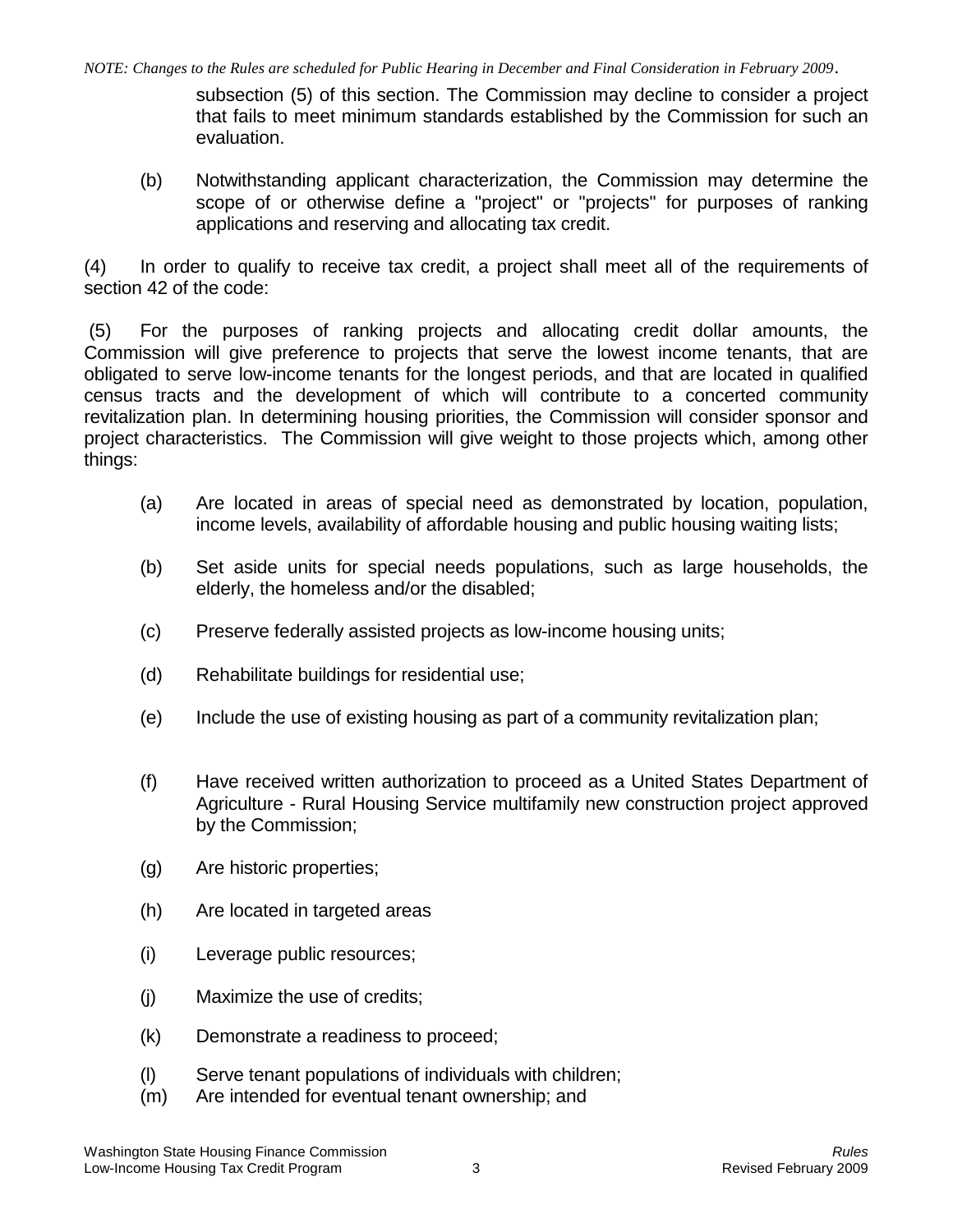subsection (5) of this section. The Commission may decline to consider a project that fails to meet minimum standards established by the Commission for such an evaluation.

(b) Notwithstanding applicant characterization, the Commission may determine the scope of or otherwise define a "project" or "projects" for purposes of ranking applications and reserving and allocating tax credit.

(4) In order to qualify to receive tax credit, a project shall meet all of the requirements of section 42 of the code:

(5) For the purposes of ranking projects and allocating credit dollar amounts, the Commission will give preference to projects that serve the lowest income tenants, that are obligated to serve low-income tenants for the longest periods, and that are located in qualified census tracts and the development of which will contribute to a concerted community revitalization plan. In determining housing priorities, the Commission will consider sponsor and project characteristics. The Commission will give weight to those projects which, among other things:

(a) Are located in areas of special need as demonstrated by location, population, income levels, availability of affordable housing and public housing waiting lists;

(b) Set aside units for special needs populations, such as large households, the elderly, the homeless and/or the disabled;

(c) Preserve federally assisted projects as low-income housing units;

(d) Rehabilitate buildings for residential use;

(e) Include the use of existing housing as part of a community revitalization plan;

(f) Have received written authorization to proceed as a United States Department of Agriculture - Rural Housing Service multifamily new construction project approved by the Commission;

(g) Are historic properties;

(h) Are located in targeted areas

(i) Leverage public resources;

(j) Maximize the use of credits;

(k) Demonstrate a readiness to proceed;

(l) Serve tenant populations of individuals with children;

(m) Are intended for eventual tenant ownership; and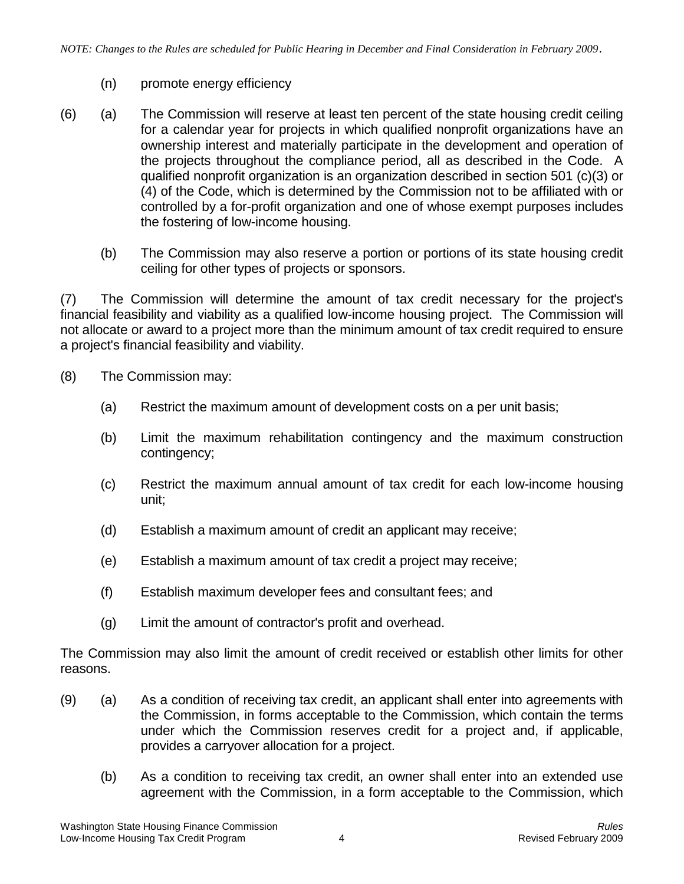(n) promote energy efficiency

(6) (a) The Commission will reserve at least ten percent of the state housing credit ceiling for a calendar year for projects in which qualified nonprofit organizations have an ownership interest and materially participate in the development and operation of the projects throughout the compliance period, all as described in the Code. A qualified nonprofit organization is an organization described in section 501 (c)(3) or (4) of the Code, which is determined by the Commission not to be affiliated with or controlled by a for-profit organization and one of whose exempt purposes includes the fostering of low-income housing.

(b) The Commission may also reserve a portion or portions of its state housing credit ceiling for other types of projects or sponsors.

(7) The Commission will determine the amount of tax credit necessary for the project's financial feasibility and viability as a qualified low-income housing project. The Commission will not allocate or award to a project more than the minimum amount of tax credit required to ensure a project's financial feasibility and viability.

(8) The Commission may:

(a) Restrict the maximum amount of development costs on a per unit basis;

(b) Limit the maximum rehabilitation contingency and the maximum construction contingency;

(c) Restrict the maximum annual amount of tax credit for each low-income housing unit;

(d) Establish a maximum amount of credit an applicant may receive;

(e) Establish a maximum amount of tax credit a project may receive;

(f) Establish maximum developer fees and consultant fees; and

(g) Limit the amount of contractor's profit and overhead.

The Commission may also limit the amount of credit received or establish other limits for other reasons.

(9) (a) As a condition of receiving tax credit, an applicant shall enter into agreements with the Commission, in forms acceptable to the Commission, which contain the terms under which the Commission reserves credit for a project and, if applicable, provides a carryover allocation for a project.

(b) As a condition to receiving tax credit, an owner shall enter into an extended use agreement with the Commission, in a form acceptable to the Commission, which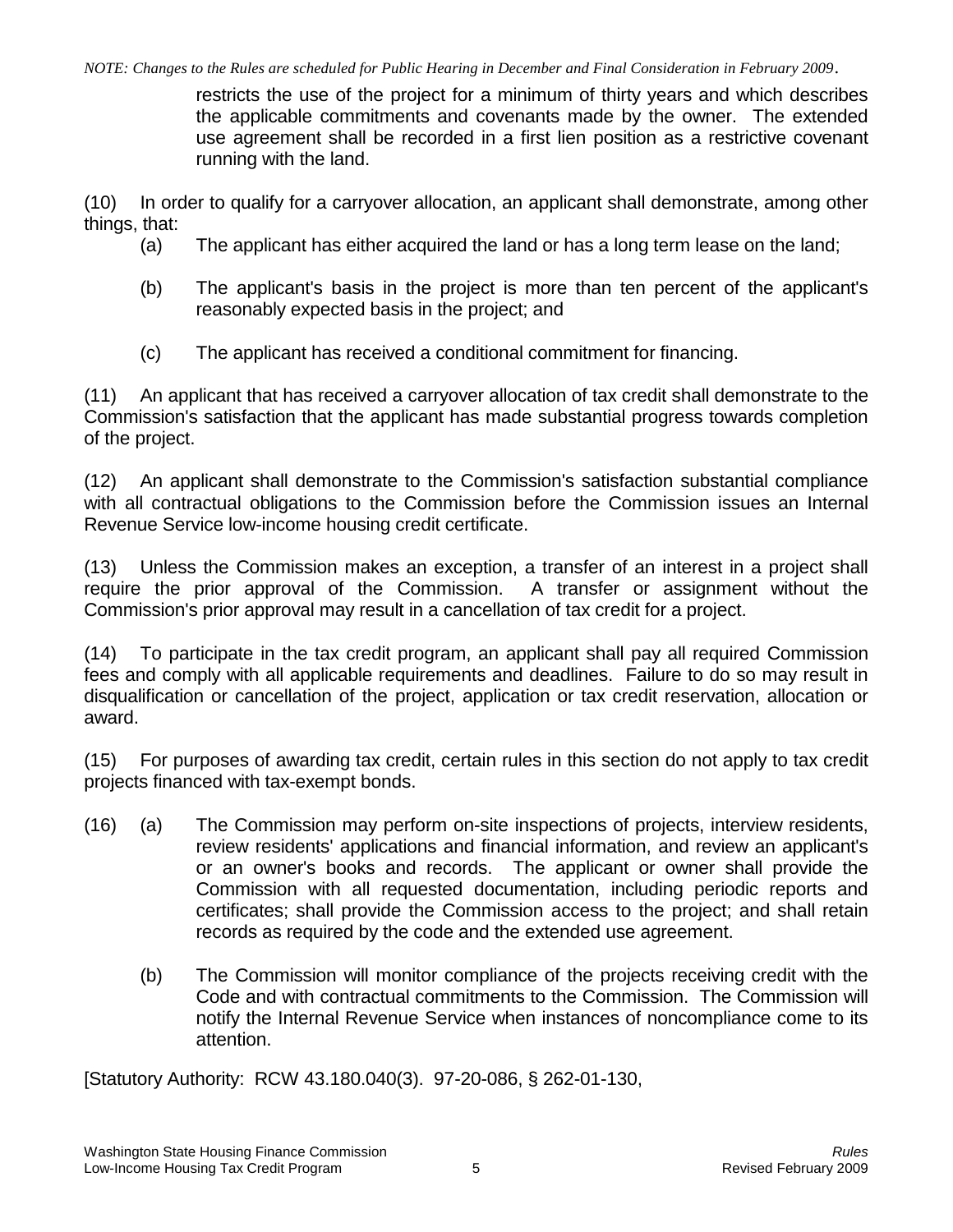restricts the use of the project for a minimum of thirty years and which describes the applicable commitments and covenants made by the owner. The extended use agreement shall be recorded in a first lien position as a restrictive covenant running with the land.

(10) In order to qualify for a carryover allocation, an applicant shall demonstrate, among other things, that:

(a) The applicant has either acquired the land or has a long term lease on the land;

(b) The applicant's basis in the project is more than ten percent of the applicant's reasonably expected basis in the project; and

(c) The applicant has received a conditional commitment for financing.

(11) An applicant that has received a carryover allocation of tax credit shall demonstrate to the Commission's satisfaction that the applicant has made substantial progress towards completion of the project.

(12) An applicant shall demonstrate to the Commission's satisfaction substantial compliance with all contractual obligations to the Commission before the Commission issues an Internal Revenue Service low-income housing credit certificate.

(13) Unless the Commission makes an exception, a transfer of an interest in a project shall require the prior approval of the Commission. A transfer or assignment without the Commission's prior approval may result in a cancellation of tax credit for a project.

(14) To participate in the tax credit program, an applicant shall pay all required Commission fees and comply with all applicable requirements and deadlines. Failure to do so may result in disqualification or cancellation of the project, application or tax credit reservation, allocation or award.

(15) For purposes of awarding tax credit, certain rules in this section do not apply to tax credit projects financed with tax-exempt bonds.

(16) (a) The Commission may perform on-site inspections of projects, interview residents, review residents' applications and financial information, and review an applicant's or an owner's books and records. The applicant or owner shall provide the Commission with all requested documentation, including periodic reports and certificates; shall provide the Commission access to the project; and shall retain records as required by the code and the extended use agreement.

(b) The Commission will monitor compliance of the projects receiving credit with the Code and with contractual commitments to the Commission. The Commission will notify the Internal Revenue Service when instances of noncompliance come to its attention.

[Statutory Authority: RCW 43.180.040(3). 97-20-086, § 262-01-130,